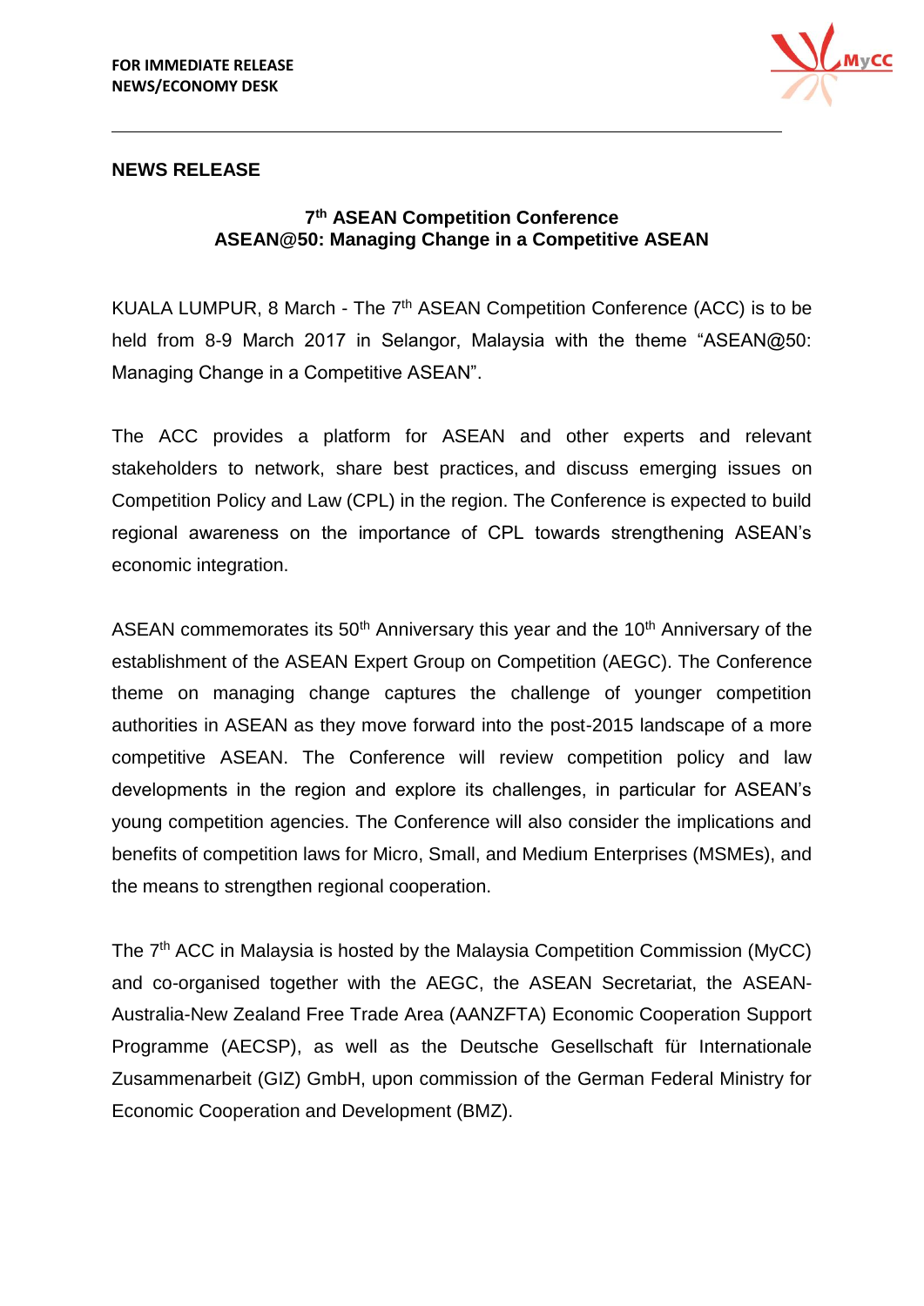**FOR IMMEDIATE RELEASE**
**NEWS/ECONOMY DESK**

---

## NEWS RELEASE

### 7th ASEAN Competition Conference
### ASEAN@50: Managing Change in a Competitive ASEAN

KUALA LUMPUR, 8 March - The 7th ASEAN Competition Conference (ACC) is to be held from 8-9 March 2017 in Selangor, Malaysia with the theme "ASEAN@50: Managing Change in a Competitive ASEAN".

The ACC provides a platform for ASEAN and other experts and relevant stakeholders to network, share best practices, and discuss emerging issues on Competition Policy and Law (CPL) in the region. The Conference is expected to build regional awareness on the importance of CPL towards strengthening ASEAN's economic integration.

ASEAN commemorates its 50th Anniversary this year and the 10th Anniversary of the establishment of the ASEAN Expert Group on Competition (AEGC). The Conference theme on managing change captures the challenge of younger competition authorities in ASEAN as they move forward into the post-2015 landscape of a more competitive ASEAN. The Conference will review competition policy and law developments in the region and explore its challenges, in particular for ASEAN's young competition agencies. The Conference will also consider the implications and benefits of competition laws for Micro, Small, and Medium Enterprises (MSMEs), and the means to strengthen regional cooperation.

The 7th ACC in Malaysia is hosted by the Malaysia Competition Commission (MyCC) and co-organised together with the AEGC, the ASEAN Secretariat, the ASEAN-Australia-New Zealand Free Trade Area (AANZFTA) Economic Cooperation Support Programme (AECSP), as well as the Deutsche Gesellschaft für Internationale Zusammenarbeit (GIZ) GmbH, upon commission of the German Federal Ministry for Economic Cooperation and Development (BMZ).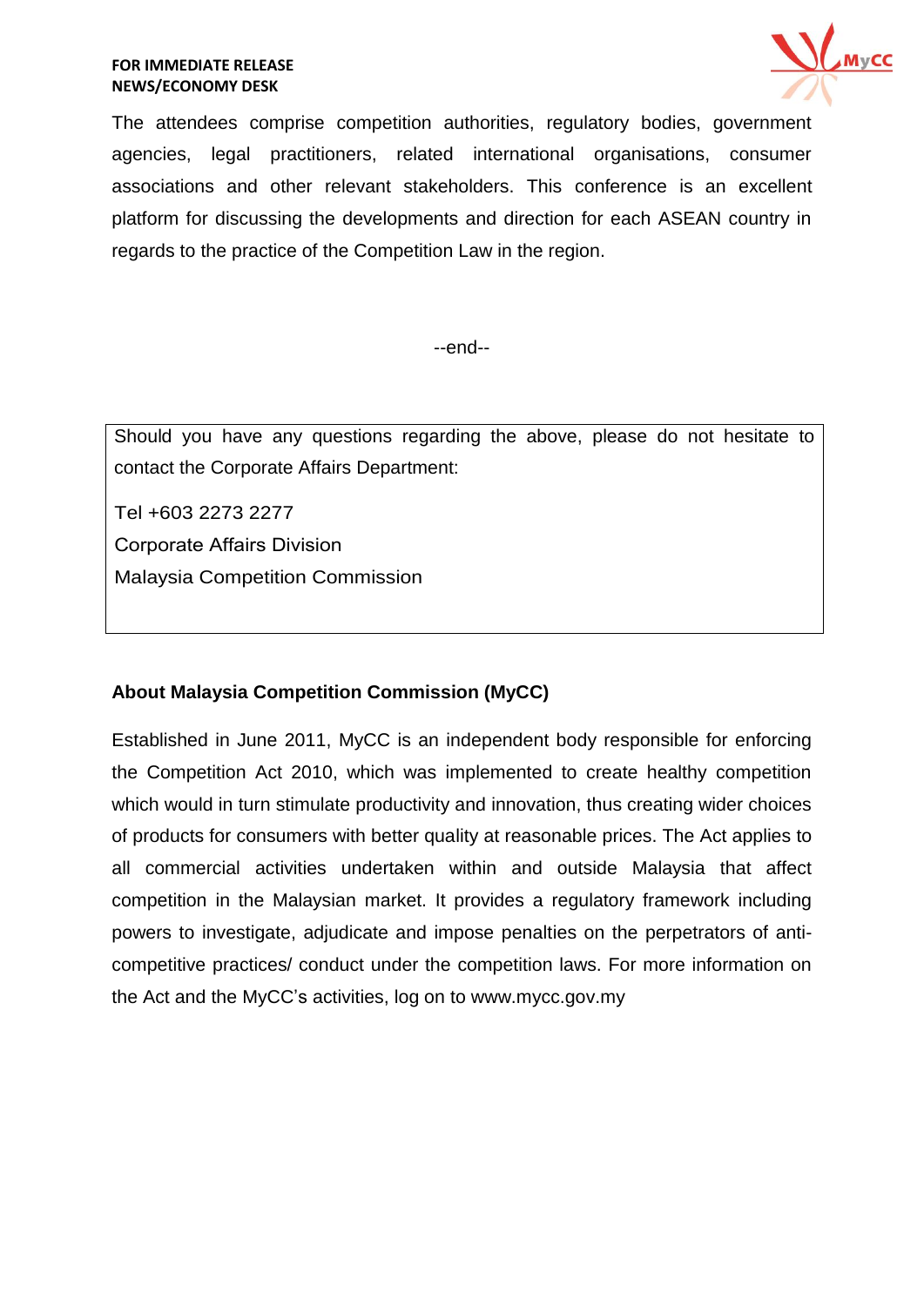The attendees comprise competition authorities, regulatory bodies, government agencies, legal practitioners, related international organisations, consumer associations and other relevant stakeholders. This conference is an excellent platform for discussing the developments and direction for each ASEAN country in regards to the practice of the Competition Law in the region.

--end--

Should you have any questions regarding the above, please do not hesitate to contact the Corporate Affairs Department:

Tel +603 2273 2277
Corporate Affairs Division
Malaysia Competition Commission

**About Malaysia Competition Commission (MyCC)**

Established in June 2011, MyCC is an independent body responsible for enforcing the Competition Act 2010, which was implemented to create healthy competition which would in turn stimulate productivity and innovation, thus creating wider choices of products for consumers with better quality at reasonable prices. The Act applies to all commercial activities undertaken within and outside Malaysia that affect competition in the Malaysian market. It provides a regulatory framework including powers to investigate, adjudicate and impose penalties on the perpetrators of anti-competitive practices/ conduct under the competition laws. For more information on the Act and the MyCC's activities, log on to www.mycc.gov.my